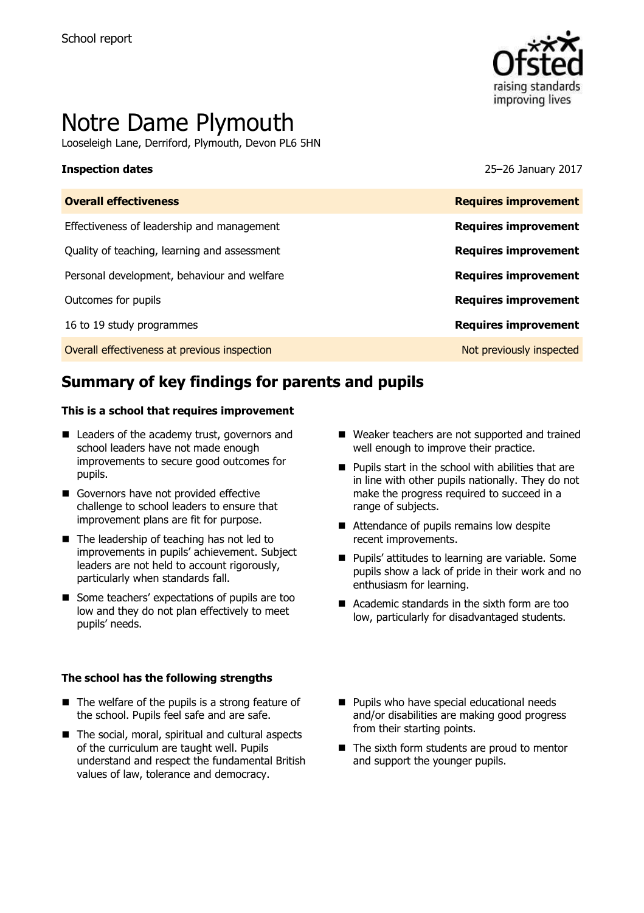School report

# Notre Dame Plymouth

Looseleigh Lane, Derriford, Plymouth, Devon PL6 5HN

**Inspection dates** 25–26 January 2017

| | |
|---|---|
| **Overall effectiveness** | **Requires improvement** |
| Effectiveness of leadership and management | **Requires improvement** |
| Quality of teaching, learning and assessment | **Requires improvement** |
| Personal development, behaviour and welfare | **Requires improvement** |
| Outcomes for pupils | **Requires improvement** |
| 16 to 19 study programmes | **Requires improvement** |
| Overall effectiveness at previous inspection | Not previously inspected |

## Summary of key findings for parents and pupils

**This is a school that requires improvement**

- Leaders of the academy trust, governors and school leaders have not made enough improvements to secure good outcomes for pupils.
- Governors have not provided effective challenge to school leaders to ensure that improvement plans are fit for purpose.
- The leadership of teaching has not led to improvements in pupils' achievement. Subject leaders are not held to account rigorously, particularly when standards fall.
- Some teachers' expectations of pupils are too low and they do not plan effectively to meet pupils' needs.
- Weaker teachers are not supported and trained well enough to improve their practice.
- Pupils start in the school with abilities that are in line with other pupils nationally. They do not make the progress required to succeed in a range of subjects.
- Attendance of pupils remains low despite recent improvements.
- Pupils' attitudes to learning are variable. Some pupils show a lack of pride in their work and no enthusiasm for learning.
- Academic standards in the sixth form are too low, particularly for disadvantaged students.

**The school has the following strengths**

- The welfare of the pupils is a strong feature of the school. Pupils feel safe and are safe.
- The social, moral, spiritual and cultural aspects of the curriculum are taught well. Pupils understand and respect the fundamental British values of law, tolerance and democracy.
- Pupils who have special educational needs and/or disabilities are making good progress from their starting points.
- The sixth form students are proud to mentor and support the younger pupils.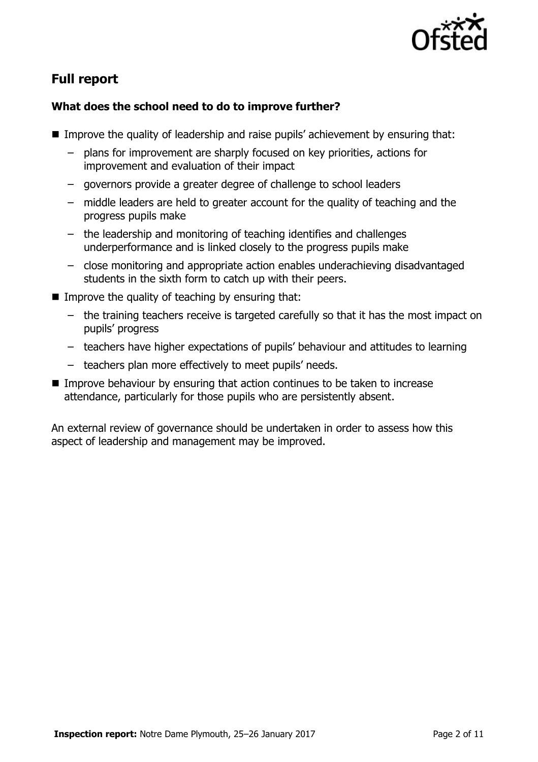## Full report

### What does the school need to do to improve further?

- Improve the quality of leadership and raise pupils' achievement by ensuring that:
  - plans for improvement are sharply focused on key priorities, actions for improvement and evaluation of their impact
  - governors provide a greater degree of challenge to school leaders
  - middle leaders are held to greater account for the quality of teaching and the progress pupils make
  - the leadership and monitoring of teaching identifies and challenges underperformance and is linked closely to the progress pupils make
  - close monitoring and appropriate action enables underachieving disadvantaged students in the sixth form to catch up with their peers.
- Improve the quality of teaching by ensuring that:
  - the training teachers receive is targeted carefully so that it has the most impact on pupils' progress
  - teachers have higher expectations of pupils' behaviour and attitudes to learning
  - teachers plan more effectively to meet pupils' needs.
- Improve behaviour by ensuring that action continues to be taken to increase attendance, particularly for those pupils who are persistently absent.

An external review of governance should be undertaken in order to assess how this aspect of leadership and management may be improved.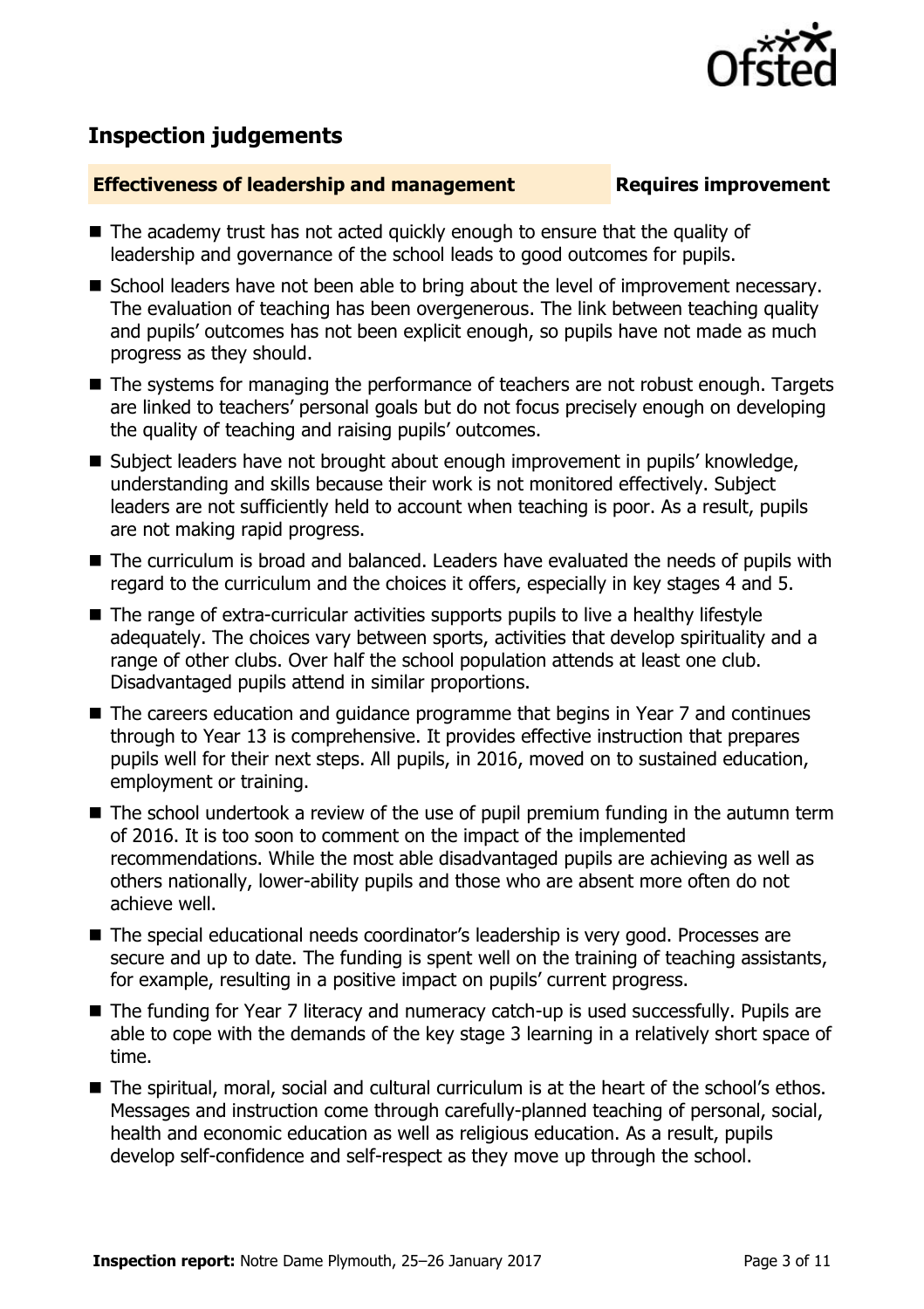## Inspection judgements

**Effectiveness of leadership and management** **Requires improvement**

- The academy trust has not acted quickly enough to ensure that the quality of leadership and governance of the school leads to good outcomes for pupils.
- School leaders have not been able to bring about the level of improvement necessary. The evaluation of teaching has been overgenerous. The link between teaching quality and pupils' outcomes has not been explicit enough, so pupils have not made as much progress as they should.
- The systems for managing the performance of teachers are not robust enough. Targets are linked to teachers' personal goals but do not focus precisely enough on developing the quality of teaching and raising pupils' outcomes.
- Subject leaders have not brought about enough improvement in pupils' knowledge, understanding and skills because their work is not monitored effectively. Subject leaders are not sufficiently held to account when teaching is poor. As a result, pupils are not making rapid progress.
- The curriculum is broad and balanced. Leaders have evaluated the needs of pupils with regard to the curriculum and the choices it offers, especially in key stages 4 and 5.
- The range of extra-curricular activities supports pupils to live a healthy lifestyle adequately. The choices vary between sports, activities that develop spirituality and a range of other clubs. Over half the school population attends at least one club. Disadvantaged pupils attend in similar proportions.
- The careers education and guidance programme that begins in Year 7 and continues through to Year 13 is comprehensive. It provides effective instruction that prepares pupils well for their next steps. All pupils, in 2016, moved on to sustained education, employment or training.
- The school undertook a review of the use of pupil premium funding in the autumn term of 2016. It is too soon to comment on the impact of the implemented recommendations. While the most able disadvantaged pupils are achieving as well as others nationally, lower-ability pupils and those who are absent more often do not achieve well.
- The special educational needs coordinator's leadership is very good. Processes are secure and up to date. The funding is spent well on the training of teaching assistants, for example, resulting in a positive impact on pupils' current progress.
- The funding for Year 7 literacy and numeracy catch-up is used successfully. Pupils are able to cope with the demands of the key stage 3 learning in a relatively short space of time.
- The spiritual, moral, social and cultural curriculum is at the heart of the school's ethos. Messages and instruction come through carefully-planned teaching of personal, social, health and economic education as well as religious education. As a result, pupils develop self-confidence and self-respect as they move up through the school.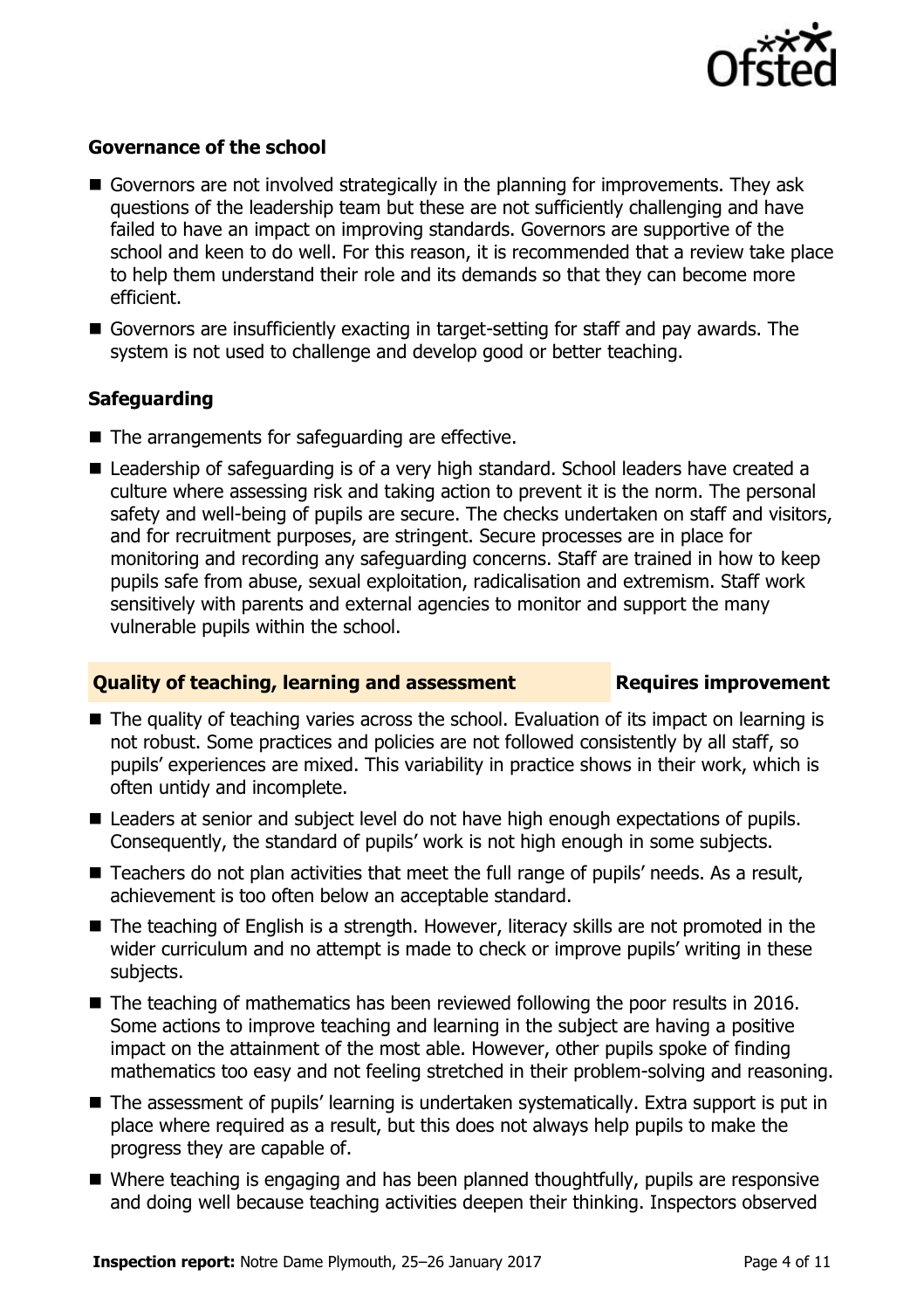### Governance of the school

- Governors are not involved strategically in the planning for improvements. They ask questions of the leadership team but these are not sufficiently challenging and have failed to have an impact on improving standards. Governors are supportive of the school and keen to do well. For this reason, it is recommended that a review take place to help them understand their role and its demands so that they can become more efficient.
- Governors are insufficiently exacting in target-setting for staff and pay awards. The system is not used to challenge and develop good or better teaching.

### Safeguarding

- The arrangements for safeguarding are effective.
- Leadership of safeguarding is of a very high standard. School leaders have created a culture where assessing risk and taking action to prevent it is the norm. The personal safety and well-being of pupils are secure. The checks undertaken on staff and visitors, and for recruitment purposes, are stringent. Secure processes are in place for monitoring and recording any safeguarding concerns. Staff are trained in how to keep pupils safe from abuse, sexual exploitation, radicalisation and extremism. Staff work sensitively with parents and external agencies to monitor and support the many vulnerable pupils within the school.

## Quality of teaching, learning and assessment — Requires improvement

- The quality of teaching varies across the school. Evaluation of its impact on learning is not robust. Some practices and policies are not followed consistently by all staff, so pupils' experiences are mixed. This variability in practice shows in their work, which is often untidy and incomplete.
- Leaders at senior and subject level do not have high enough expectations of pupils. Consequently, the standard of pupils' work is not high enough in some subjects.
- Teachers do not plan activities that meet the full range of pupils' needs. As a result, achievement is too often below an acceptable standard.
- The teaching of English is a strength. However, literacy skills are not promoted in the wider curriculum and no attempt is made to check or improve pupils' writing in these subjects.
- The teaching of mathematics has been reviewed following the poor results in 2016. Some actions to improve teaching and learning in the subject are having a positive impact on the attainment of the most able. However, other pupils spoke of finding mathematics too easy and not feeling stretched in their problem-solving and reasoning.
- The assessment of pupils' learning is undertaken systematically. Extra support is put in place where required as a result, but this does not always help pupils to make the progress they are capable of.
- Where teaching is engaging and has been planned thoughtfully, pupils are responsive and doing well because teaching activities deepen their thinking. Inspectors observed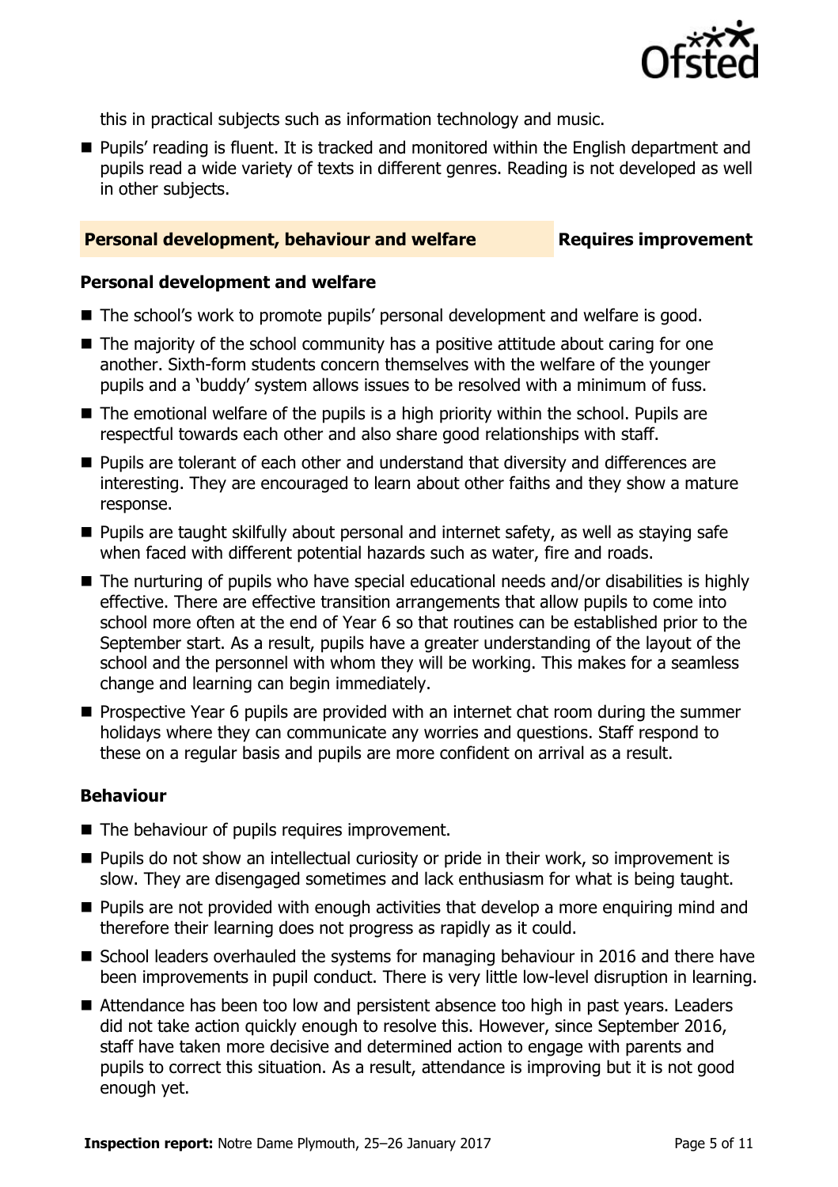this in practical subjects such as information technology and music.

- Pupils' reading is fluent. It is tracked and monitored within the English department and pupils read a wide variety of texts in different genres. Reading is not developed as well in other subjects.

## Personal development, behaviour and welfare — Requires improvement

### Personal development and welfare

- The school's work to promote pupils' personal development and welfare is good.
- The majority of the school community has a positive attitude about caring for one another. Sixth-form students concern themselves with the welfare of the younger pupils and a 'buddy' system allows issues to be resolved with a minimum of fuss.
- The emotional welfare of the pupils is a high priority within the school. Pupils are respectful towards each other and also share good relationships with staff.
- Pupils are tolerant of each other and understand that diversity and differences are interesting. They are encouraged to learn about other faiths and they show a mature response.
- Pupils are taught skilfully about personal and internet safety, as well as staying safe when faced with different potential hazards such as water, fire and roads.
- The nurturing of pupils who have special educational needs and/or disabilities is highly effective. There are effective transition arrangements that allow pupils to come into school more often at the end of Year 6 so that routines can be established prior to the September start. As a result, pupils have a greater understanding of the layout of the school and the personnel with whom they will be working. This makes for a seamless change and learning can begin immediately.
- Prospective Year 6 pupils are provided with an internet chat room during the summer holidays where they can communicate any worries and questions. Staff respond to these on a regular basis and pupils are more confident on arrival as a result.

### Behaviour

- The behaviour of pupils requires improvement.
- Pupils do not show an intellectual curiosity or pride in their work, so improvement is slow. They are disengaged sometimes and lack enthusiasm for what is being taught.
- Pupils are not provided with enough activities that develop a more enquiring mind and therefore their learning does not progress as rapidly as it could.
- School leaders overhauled the systems for managing behaviour in 2016 and there have been improvements in pupil conduct. There is very little low-level disruption in learning.
- Attendance has been too low and persistent absence too high in past years. Leaders did not take action quickly enough to resolve this. However, since September 2016, staff have taken more decisive and determined action to engage with parents and pupils to correct this situation. As a result, attendance is improving but it is not good enough yet.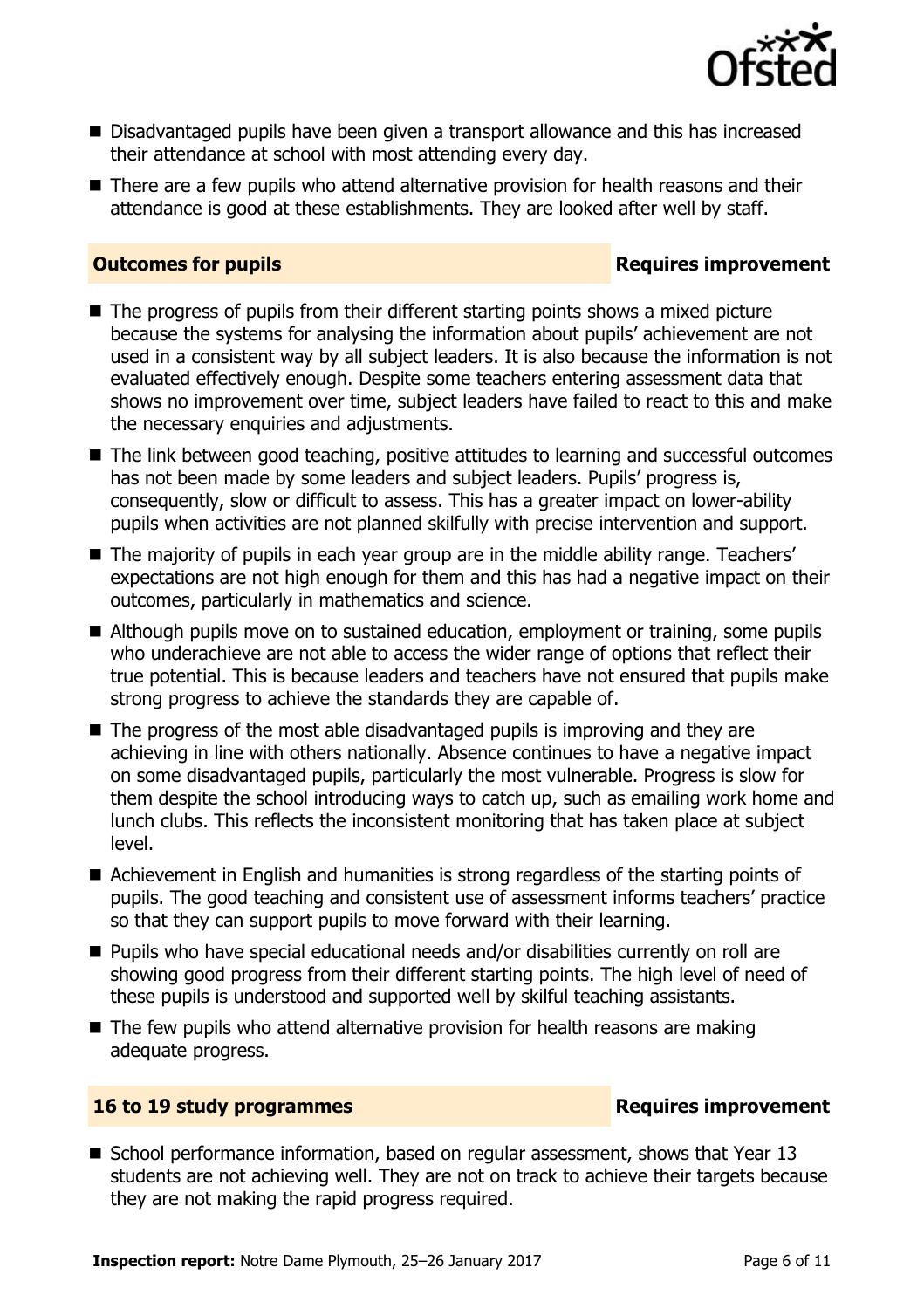- Disadvantaged pupils have been given a transport allowance and this has increased their attendance at school with most attending every day.
- There are a few pupils who attend alternative provision for health reasons and their attendance is good at these establishments. They are looked after well by staff.

## Outcomes for pupils — Requires improvement

- The progress of pupils from their different starting points shows a mixed picture because the systems for analysing the information about pupils' achievement are not used in a consistent way by all subject leaders. It is also because the information is not evaluated effectively enough. Despite some teachers entering assessment data that shows no improvement over time, subject leaders have failed to react to this and make the necessary enquiries and adjustments.
- The link between good teaching, positive attitudes to learning and successful outcomes has not been made by some leaders and subject leaders. Pupils' progress is, consequently, slow or difficult to assess. This has a greater impact on lower-ability pupils when activities are not planned skilfully with precise intervention and support.
- The majority of pupils in each year group are in the middle ability range. Teachers' expectations are not high enough for them and this has had a negative impact on their outcomes, particularly in mathematics and science.
- Although pupils move on to sustained education, employment or training, some pupils who underachieve are not able to access the wider range of options that reflect their true potential. This is because leaders and teachers have not ensured that pupils make strong progress to achieve the standards they are capable of.
- The progress of the most able disadvantaged pupils is improving and they are achieving in line with others nationally. Absence continues to have a negative impact on some disadvantaged pupils, particularly the most vulnerable. Progress is slow for them despite the school introducing ways to catch up, such as emailing work home and lunch clubs. This reflects the inconsistent monitoring that has taken place at subject level.
- Achievement in English and humanities is strong regardless of the starting points of pupils. The good teaching and consistent use of assessment informs teachers' practice so that they can support pupils to move forward with their learning.
- Pupils who have special educational needs and/or disabilities currently on roll are showing good progress from their different starting points. The high level of need of these pupils is understood and supported well by skilful teaching assistants.
- The few pupils who attend alternative provision for health reasons are making adequate progress.

## 16 to 19 study programmes — Requires improvement

- School performance information, based on regular assessment, shows that Year 13 students are not achieving well. They are not on track to achieve their targets because they are not making the rapid progress required.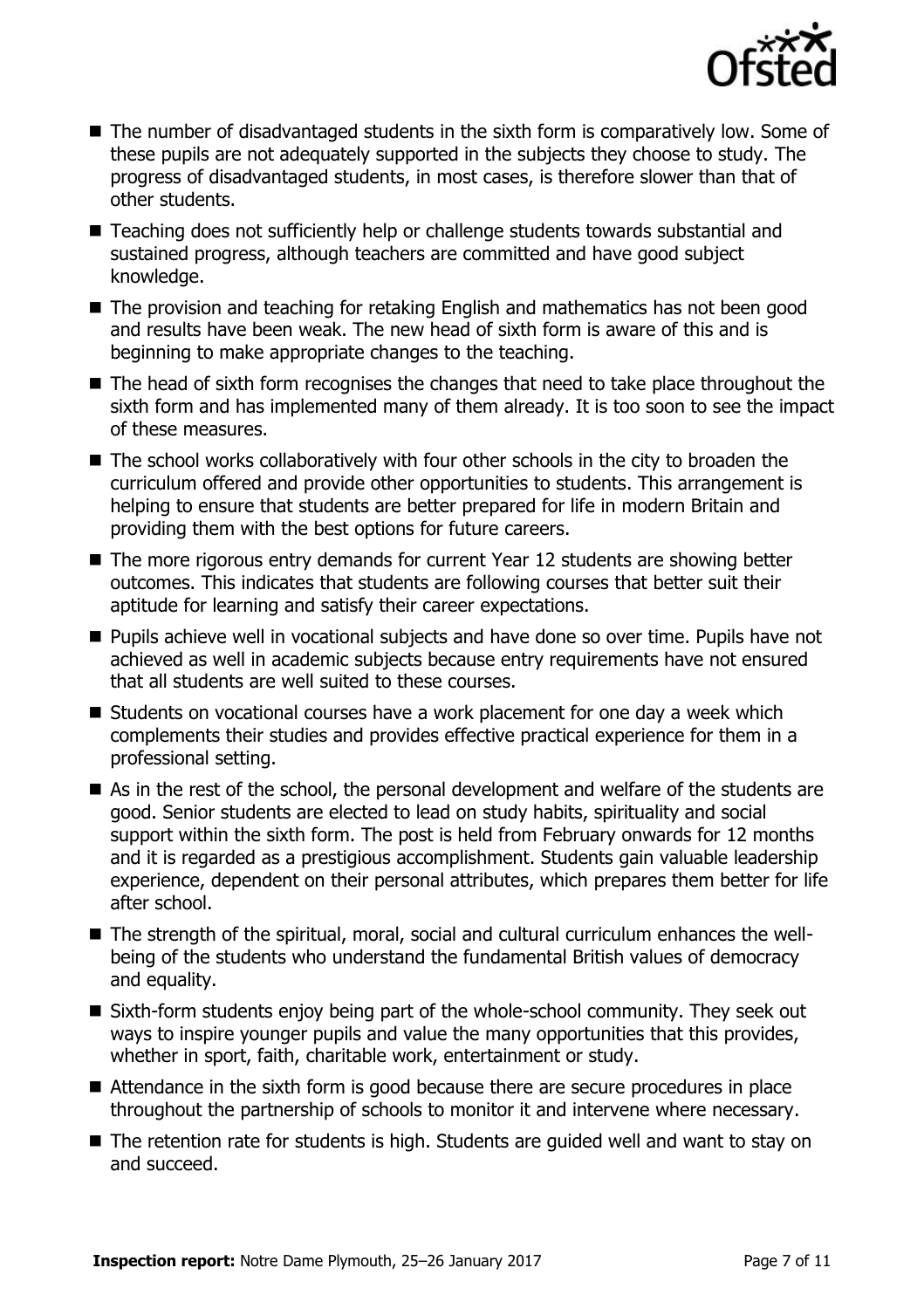- The number of disadvantaged students in the sixth form is comparatively low. Some of these pupils are not adequately supported in the subjects they choose to study. The progress of disadvantaged students, in most cases, is therefore slower than that of other students.
- Teaching does not sufficiently help or challenge students towards substantial and sustained progress, although teachers are committed and have good subject knowledge.
- The provision and teaching for retaking English and mathematics has not been good and results have been weak. The new head of sixth form is aware of this and is beginning to make appropriate changes to the teaching.
- The head of sixth form recognises the changes that need to take place throughout the sixth form and has implemented many of them already. It is too soon to see the impact of these measures.
- The school works collaboratively with four other schools in the city to broaden the curriculum offered and provide other opportunities to students. This arrangement is helping to ensure that students are better prepared for life in modern Britain and providing them with the best options for future careers.
- The more rigorous entry demands for current Year 12 students are showing better outcomes. This indicates that students are following courses that better suit their aptitude for learning and satisfy their career expectations.
- Pupils achieve well in vocational subjects and have done so over time. Pupils have not achieved as well in academic subjects because entry requirements have not ensured that all students are well suited to these courses.
- Students on vocational courses have a work placement for one day a week which complements their studies and provides effective practical experience for them in a professional setting.
- As in the rest of the school, the personal development and welfare of the students are good. Senior students are elected to lead on study habits, spirituality and social support within the sixth form. The post is held from February onwards for 12 months and it is regarded as a prestigious accomplishment. Students gain valuable leadership experience, dependent on their personal attributes, which prepares them better for life after school.
- The strength of the spiritual, moral, social and cultural curriculum enhances the well-being of the students who understand the fundamental British values of democracy and equality.
- Sixth-form students enjoy being part of the whole-school community. They seek out ways to inspire younger pupils and value the many opportunities that this provides, whether in sport, faith, charitable work, entertainment or study.
- Attendance in the sixth form is good because there are secure procedures in place throughout the partnership of schools to monitor it and intervene where necessary.
- The retention rate for students is high. Students are guided well and want to stay on and succeed.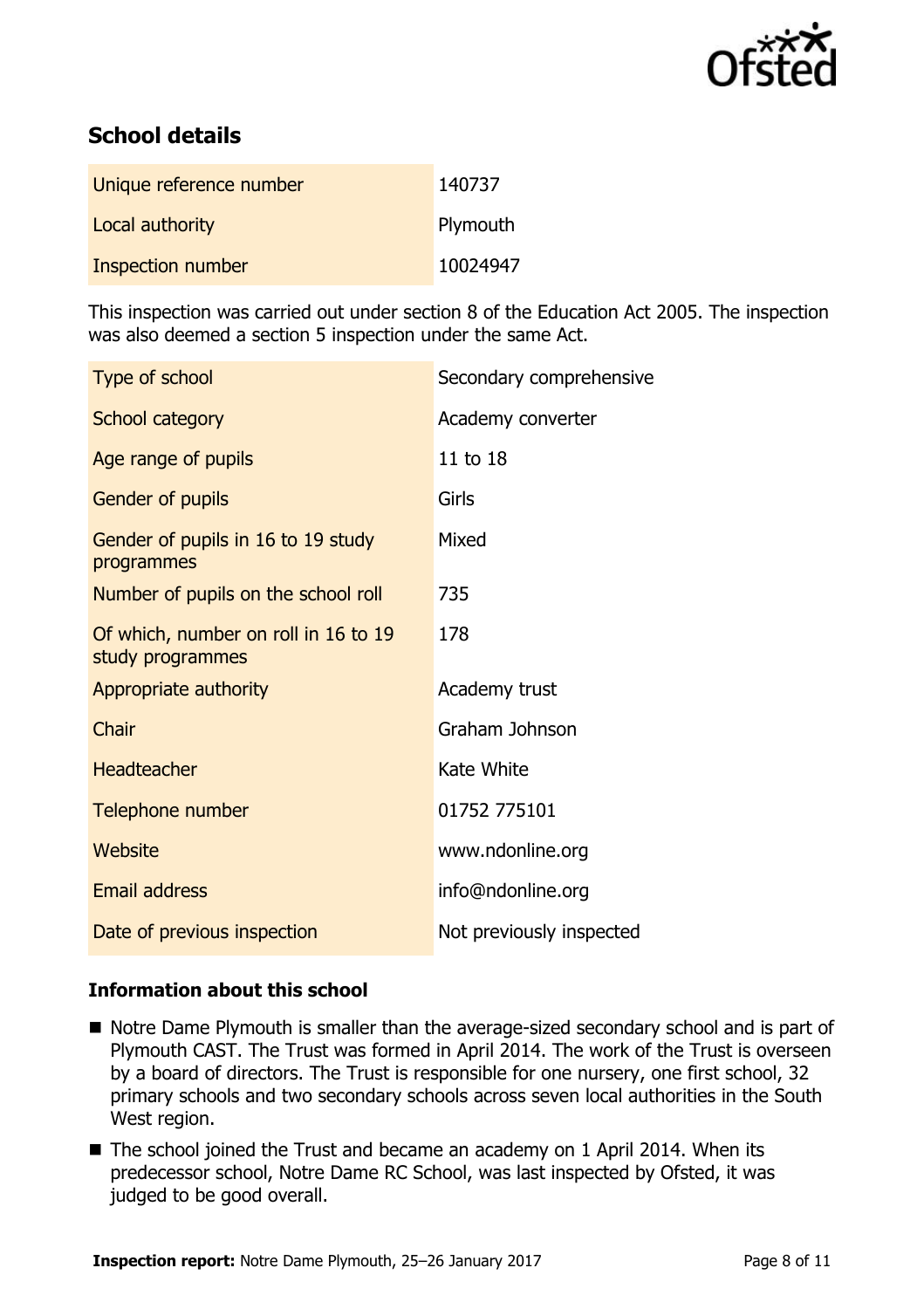## School details

| | |
|---|---|
| Unique reference number | 140737 |
| Local authority | Plymouth |
| Inspection number | 10024947 |

This inspection was carried out under section 8 of the Education Act 2005. The inspection was also deemed a section 5 inspection under the same Act.

| | |
|---|---|
| Type of school | Secondary comprehensive |
| School category | Academy converter |
| Age range of pupils | 11 to 18 |
| Gender of pupils | Girls |
| Gender of pupils in 16 to 19 study programmes | Mixed |
| Number of pupils on the school roll | 735 |
| Of which, number on roll in 16 to 19 study programmes | 178 |
| Appropriate authority | Academy trust |
| Chair | Graham Johnson |
| Headteacher | Kate White |
| Telephone number | 01752 775101 |
| Website | www.ndonline.org |
| Email address | info@ndonline.org |
| Date of previous inspection | Not previously inspected |

### Information about this school

- Notre Dame Plymouth is smaller than the average-sized secondary school and is part of Plymouth CAST. The Trust was formed in April 2014. The work of the Trust is overseen by a board of directors. The Trust is responsible for one nursery, one first school, 32 primary schools and two secondary schools across seven local authorities in the South West region.
- The school joined the Trust and became an academy on 1 April 2014. When its predecessor school, Notre Dame RC School, was last inspected by Ofsted, it was judged to be good overall.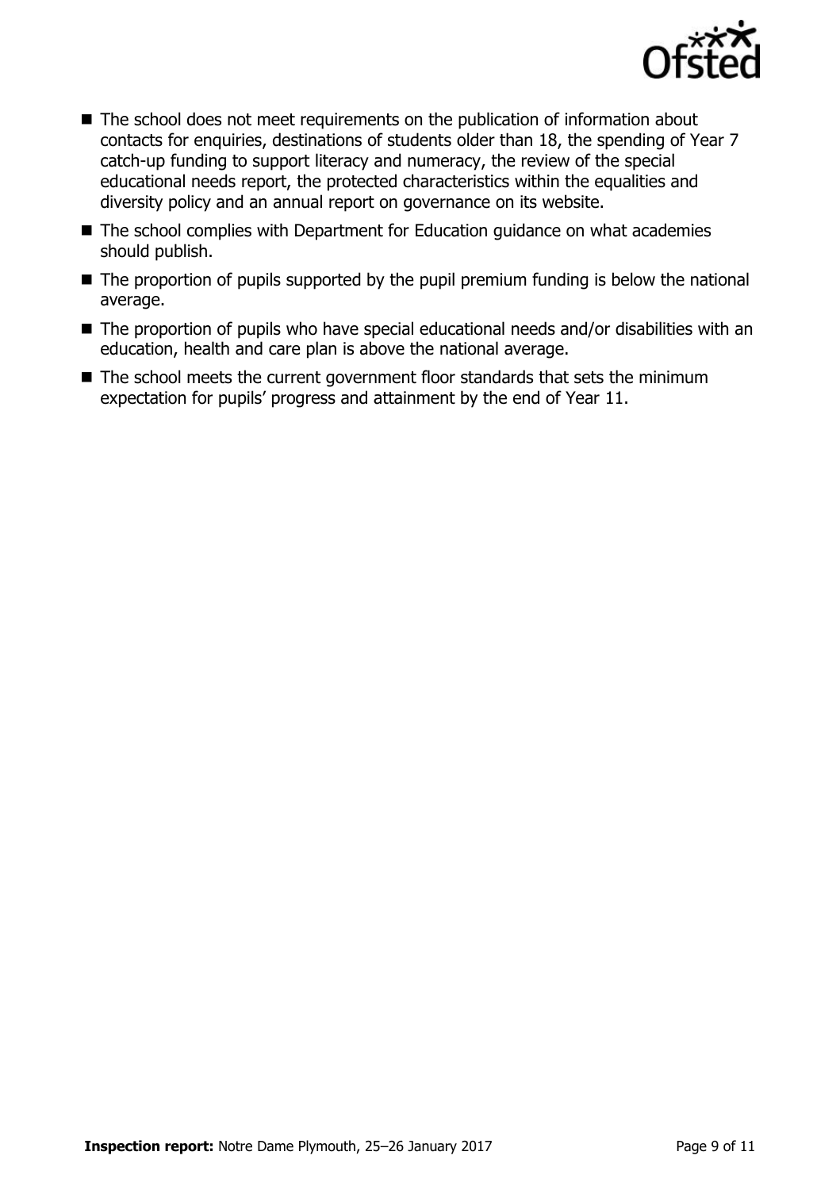- The school does not meet requirements on the publication of information about contacts for enquiries, destinations of students older than 18, the spending of Year 7 catch-up funding to support literacy and numeracy, the review of the special educational needs report, the protected characteristics within the equalities and diversity policy and an annual report on governance on its website.
- The school complies with Department for Education guidance on what academies should publish.
- The proportion of pupils supported by the pupil premium funding is below the national average.
- The proportion of pupils who have special educational needs and/or disabilities with an education, health and care plan is above the national average.
- The school meets the current government floor standards that sets the minimum expectation for pupils' progress and attainment by the end of Year 11.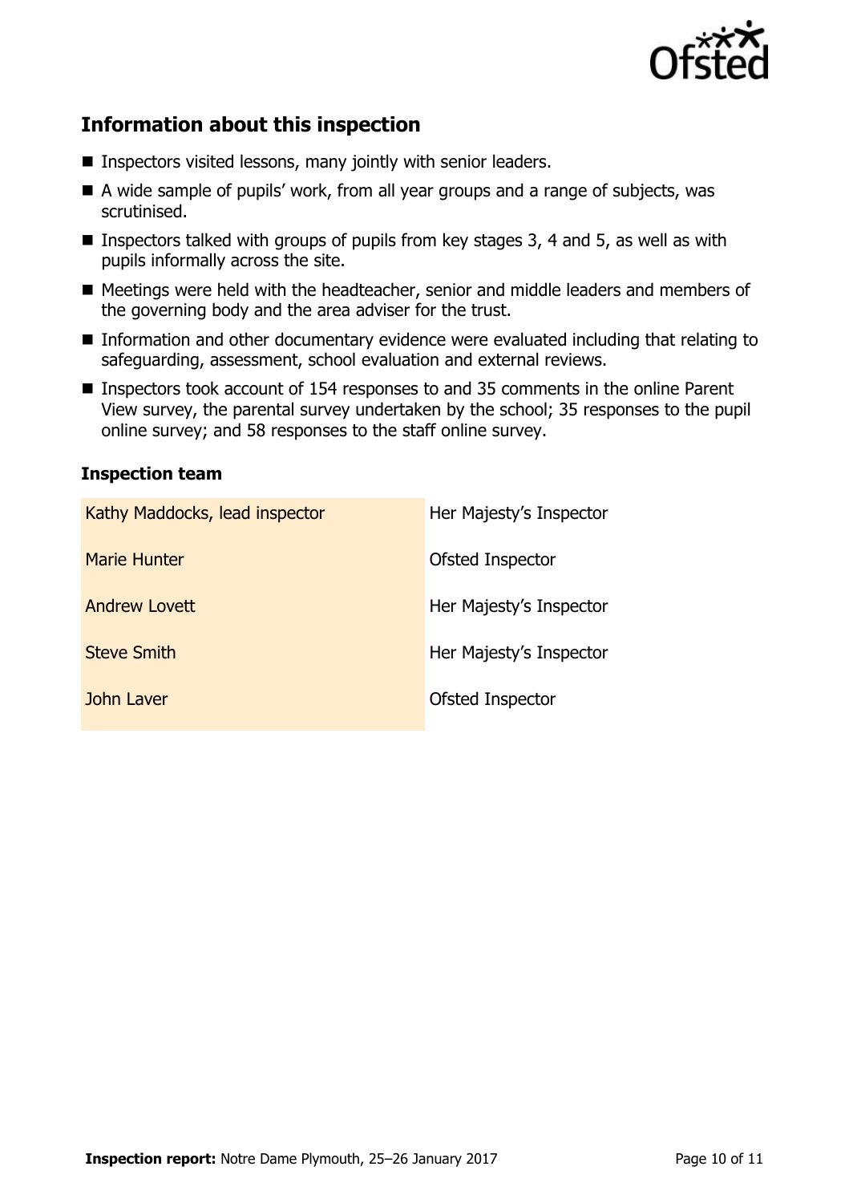## Information about this inspection

- Inspectors visited lessons, many jointly with senior leaders.
- A wide sample of pupils' work, from all year groups and a range of subjects, was scrutinised.
- Inspectors talked with groups of pupils from key stages 3, 4 and 5, as well as with pupils informally across the site.
- Meetings were held with the headteacher, senior and middle leaders and members of the governing body and the area adviser for the trust.
- Information and other documentary evidence were evaluated including that relating to safeguarding, assessment, school evaluation and external reviews.
- Inspectors took account of 154 responses to and 35 comments in the online Parent View survey, the parental survey undertaken by the school; 35 responses to the pupil online survey; and 58 responses to the staff online survey.

### Inspection team

| | |
|---|---|
| Kathy Maddocks, lead inspector | Her Majesty's Inspector |
| Marie Hunter | Ofsted Inspector |
| Andrew Lovett | Her Majesty's Inspector |
| Steve Smith | Her Majesty's Inspector |
| John Laver | Ofsted Inspector |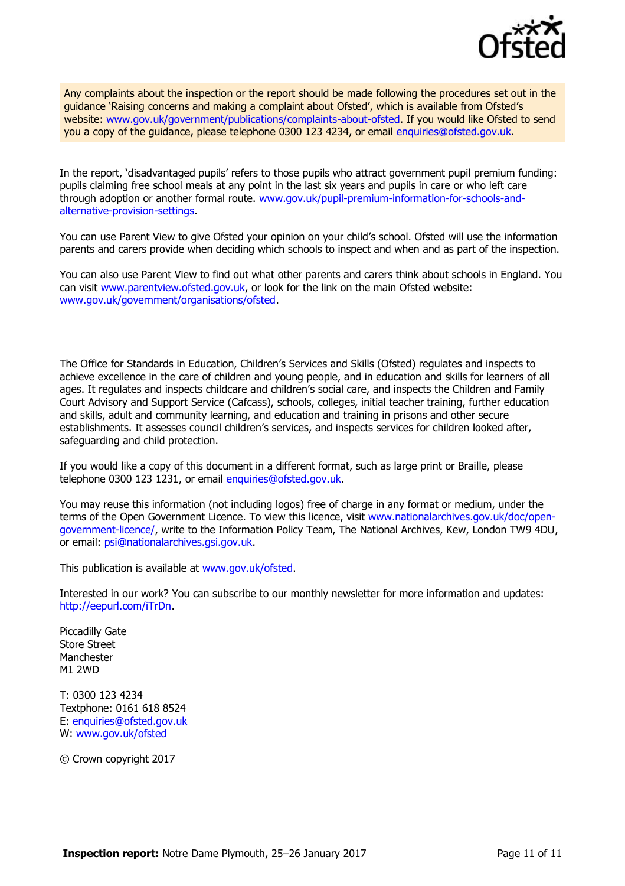Any complaints about the inspection or the report should be made following the procedures set out in the guidance 'Raising concerns and making a complaint about Ofsted', which is available from Ofsted's website: www.gov.uk/government/publications/complaints-about-ofsted. If you would like Ofsted to send you a copy of the guidance, please telephone 0300 123 4234, or email enquiries@ofsted.gov.uk.

In the report, 'disadvantaged pupils' refers to those pupils who attract government pupil premium funding: pupils claiming free school meals at any point in the last six years and pupils in care or who left care through adoption or another formal route. www.gov.uk/pupil-premium-information-for-schools-and-alternative-provision-settings.

You can use Parent View to give Ofsted your opinion on your child's school. Ofsted will use the information parents and carers provide when deciding which schools to inspect and when and as part of the inspection.

You can also use Parent View to find out what other parents and carers think about schools in England. You can visit www.parentview.ofsted.gov.uk, or look for the link on the main Ofsted website: www.gov.uk/government/organisations/ofsted.

The Office for Standards in Education, Children's Services and Skills (Ofsted) regulates and inspects to achieve excellence in the care of children and young people, and in education and skills for learners of all ages. It regulates and inspects childcare and children's social care, and inspects the Children and Family Court Advisory and Support Service (Cafcass), schools, colleges, initial teacher training, further education and skills, adult and community learning, and education and training in prisons and other secure establishments. It assesses council children's services, and inspects services for children looked after, safeguarding and child protection.

If you would like a copy of this document in a different format, such as large print or Braille, please telephone 0300 123 1231, or email enquiries@ofsted.gov.uk.

You may reuse this information (not including logos) free of charge in any format or medium, under the terms of the Open Government Licence. To view this licence, visit www.nationalarchives.gov.uk/doc/open-government-licence/, write to the Information Policy Team, The National Archives, Kew, London TW9 4DU, or email: psi@nationalarchives.gsi.gov.uk.

This publication is available at www.gov.uk/ofsted.

Interested in our work? You can subscribe to our monthly newsletter for more information and updates: http://eepurl.com/iTrDn.

Piccadilly Gate
Store Street
Manchester
M1 2WD

T: 0300 123 4234
Textphone: 0161 618 8524
E: enquiries@ofsted.gov.uk
W: www.gov.uk/ofsted

© Crown copyright 2017